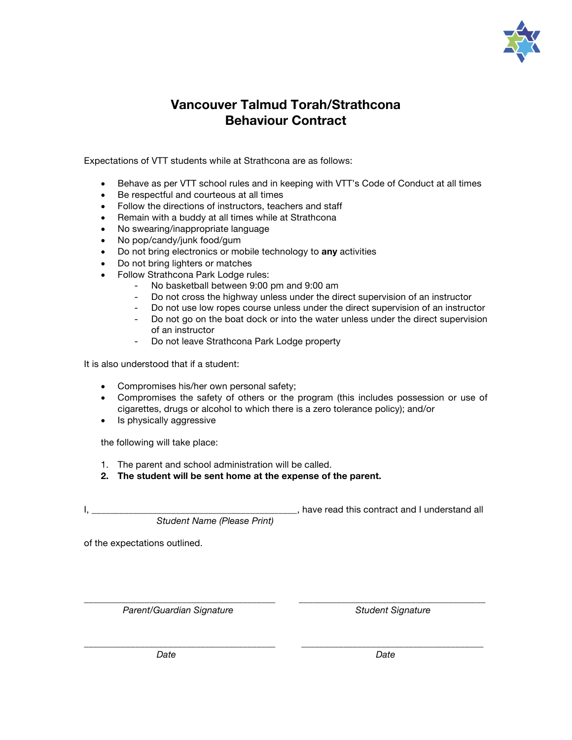# Vancouver Talmud Torah/Strathcona
# Behaviour Contract

Expectations of VTT students while at Strathcona are as follows:

- Behave as per VTT school rules and in keeping with VTT's Code of Conduct at all times
- Be respectful and courteous at all times
- Follow the directions of instructors, teachers and staff
- Remain with a buddy at all times while at Strathcona
- No swearing/inappropriate language
- No pop/candy/junk food/gum
- Do not bring electronics or mobile technology to **any** activities
- Do not bring lighters or matches
- Follow Strathcona Park Lodge rules:
  - No basketball between 9:00 pm and 9:00 am
  - Do not cross the highway unless under the direct supervision of an instructor
  - Do not use low ropes course unless under the direct supervision of an instructor
  - Do not go on the boat dock or into the water unless under the direct supervision of an instructor
  - Do not leave Strathcona Park Lodge property

It is also understood that if a student:

- Compromises his/her own personal safety;
- Compromises the safety of others or the program (this includes possession or use of cigarettes, drugs or alcohol to which there is a zero tolerance policy); and/or
- Is physically aggressive

the following will take place:

1. The parent and school administration will be called.
2. **The student will be sent home at the expense of the parent.**

I, ________________________________________, have read this contract and I understand all
*Student Name (Please Print)*

of the expectations outlined.

_____________________________________ *Parent/Guardian Signature*

_____________________________________ *Student Signature*

_____________________________________ *Date*

_____________________________________ *Date*